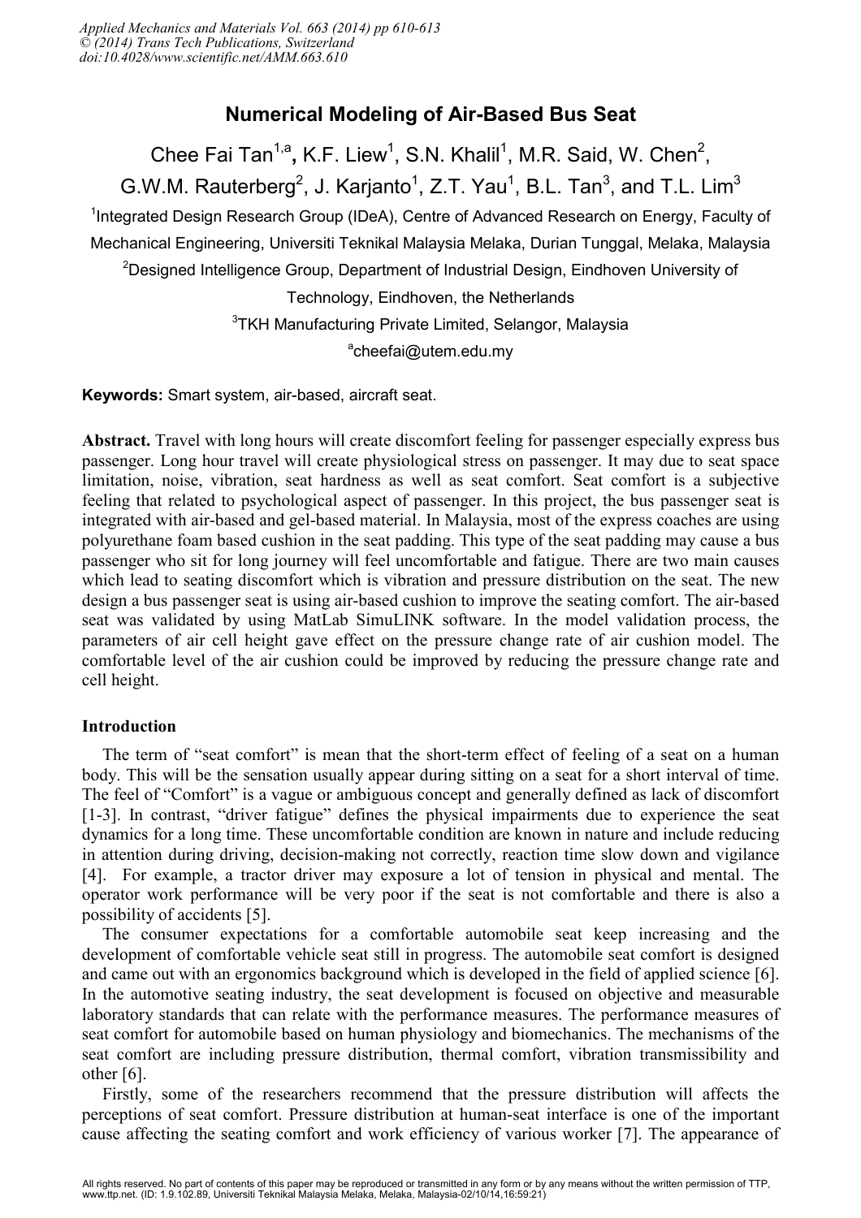# Numerical Modeling of Air-Based Bus Seat

Chee Fai Tan[1,a], K.F. Liew[1], S.N. Khalil[1], M.R. Said, W. Chen[2], G.W.M. Rauterberg[2], J. Karjanto[1], Z.T. Yau[1], B.L. Tan[3], and T.L. Lim[3]

[1]Integrated Design Research Group (IDeA), Centre of Advanced Research on Energy, Faculty of Mechanical Engineering, Universiti Teknikal Malaysia Melaka, Durian Tunggal, Melaka, Malaysia

[2]Designed Intelligence Group, Department of Industrial Design, Eindhoven University of Technology, Eindhoven, the Netherlands

[3]TKH Manufacturing Private Limited, Selangor, Malaysia

[a]cheefai@utem.edu.my

**Keywords:** Smart system, air-based, aircraft seat.

**Abstract.** Travel with long hours will create discomfort feeling for passenger especially express bus passenger. Long hour travel will create physiological stress on passenger. It may due to seat space limitation, noise, vibration, seat hardness as well as seat comfort. Seat comfort is a subjective feeling that related to psychological aspect of passenger. In this project, the bus passenger seat is integrated with air-based and gel-based material. In Malaysia, most of the express coaches are using polyurethane foam based cushion in the seat padding. This type of the seat padding may cause a bus passenger who sit for long journey will feel uncomfortable and fatigue. There are two main causes which lead to seating discomfort which is vibration and pressure distribution on the seat. The new design a bus passenger seat is using air-based cushion to improve the seating comfort. The air-based seat was validated by using MatLab SimuLINK software. In the model validation process, the parameters of air cell height gave effect on the pressure change rate of air cushion model. The comfortable level of the air cushion could be improved by reducing the pressure change rate and cell height.

## Introduction

The term of "seat comfort" is mean that the short-term effect of feeling of a seat on a human body. This will be the sensation usually appear during sitting on a seat for a short interval of time. The feel of "Comfort" is a vague or ambiguous concept and generally defined as lack of discomfort [1-3]. In contrast, "driver fatigue" defines the physical impairments due to experience the seat dynamics for a long time. These uncomfortable condition are known in nature and include reducing in attention during driving, decision-making not correctly, reaction time slow down and vigilance [4]. For example, a tractor driver may exposure a lot of tension in physical and mental. The operator work performance will be very poor if the seat is not comfortable and there is also a possibility of accidents [5].

The consumer expectations for a comfortable automobile seat keep increasing and the development of comfortable vehicle seat still in progress. The automobile seat comfort is designed and came out with an ergonomics background which is developed in the field of applied science [6]. In the automotive seating industry, the seat development is focused on objective and measurable laboratory standards that can relate with the performance measures. The performance measures of seat comfort for automobile based on human physiology and biomechanics. The mechanisms of the seat comfort are including pressure distribution, thermal comfort, vibration transmissibility and other [6].

Firstly, some of the researchers recommend that the pressure distribution will affects the perceptions of seat comfort. Pressure distribution at human-seat interface is one of the important cause affecting the seating comfort and work efficiency of various worker [7]. The appearance of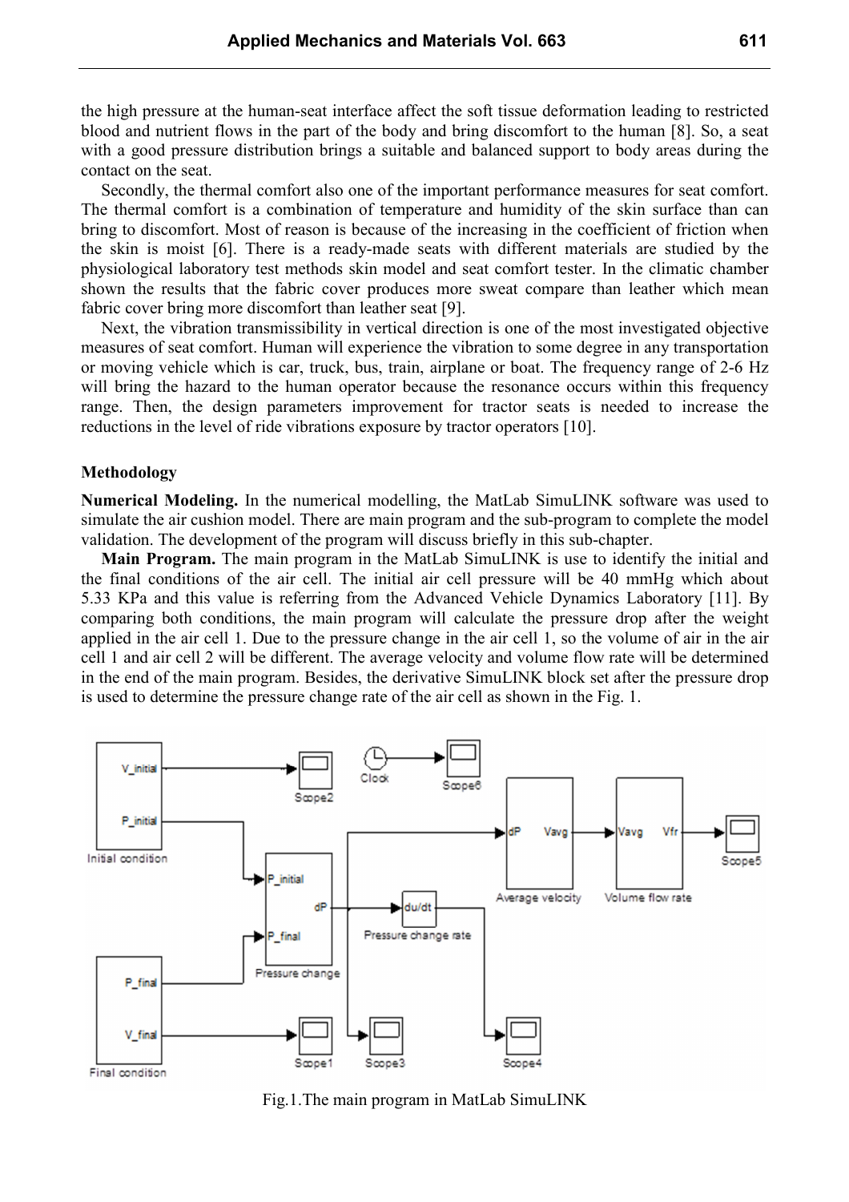the high pressure at the human-seat interface affect the soft tissue deformation leading to restricted blood and nutrient flows in the part of the body and bring discomfort to the human [8]. So, a seat with a good pressure distribution brings a suitable and balanced support to body areas during the contact on the seat.

Secondly, the thermal comfort also one of the important performance measures for seat comfort. The thermal comfort is a combination of temperature and humidity of the skin surface than can bring to discomfort. Most of reason is because of the increasing in the coefficient of friction when the skin is moist [6]. There is a ready-made seats with different materials are studied by the physiological laboratory test methods skin model and seat comfort tester. In the climatic chamber shown the results that the fabric cover produces more sweat compare than leather which mean fabric cover bring more discomfort than leather seat [9].

Next, the vibration transmissibility in vertical direction is one of the most investigated objective measures of seat comfort. Human will experience the vibration to some degree in any transportation or moving vehicle which is car, truck, bus, train, airplane or boat. The frequency range of 2-6 Hz will bring the hazard to the human operator because the resonance occurs within this frequency range. Then, the design parameters improvement for tractor seats is needed to increase the reductions in the level of ride vibrations exposure by tractor operators [10].

## Methodology

**Numerical Modeling.** In the numerical modelling, the MatLab SimuLINK software was used to simulate the air cushion model. There are main program and the sub-program to complete the model validation. The development of the program will discuss briefly in this sub-chapter.

**Main Program.** The main program in the MatLab SimuLINK is use to identify the initial and the final conditions of the air cell. The initial air cell pressure will be 40 mmHg which about 5.33 KPa and this value is referring from the Advanced Vehicle Dynamics Laboratory [11]. By comparing both conditions, the main program will calculate the pressure drop after the weight applied in the air cell 1. Due to the pressure change in the air cell 1, so the volume of air in the air cell 1 and air cell 2 will be different. The average velocity and volume flow rate will be determined in the end of the main program. Besides, the derivative SimuLINK block set after the pressure drop is used to determine the pressure change rate of the air cell as shown in the Fig. 1.

Fig.1.The main program in MatLab SimuLINK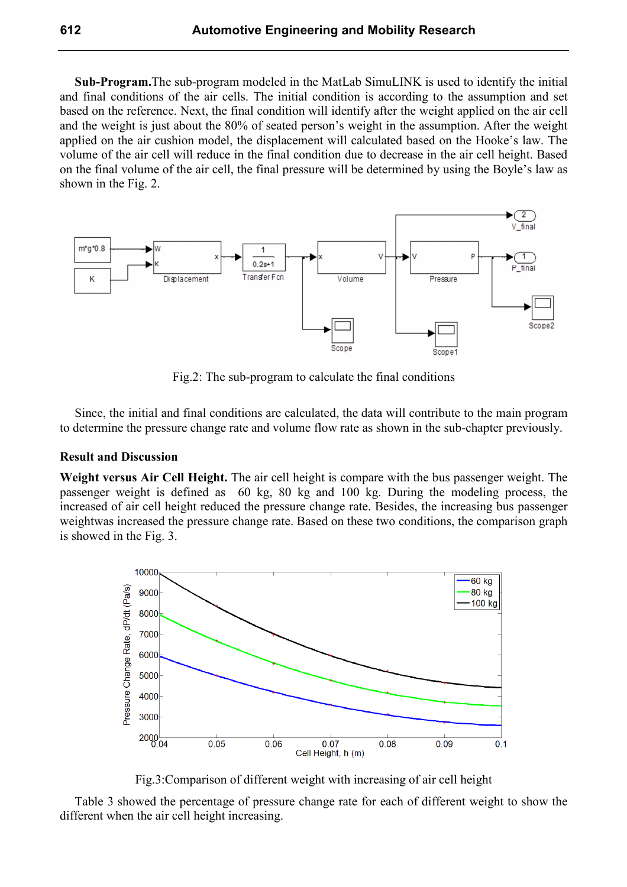**Sub-Program.** The sub-program modeled in the MatLab SimuLINK is used to identify the initial and final conditions of the air cells. The initial condition is according to the assumption and set based on the reference. Next, the final condition will identify after the weight applied on the air cell and the weight is just about the 80% of seated person's weight in the assumption. After the weight applied on the air cushion model, the displacement will calculated based on the Hooke's law. The volume of the air cell will reduce in the final condition due to decrease in the air cell height. Based on the final volume of the air cell, the final pressure will be determined by using the Boyle's law as shown in the Fig. 2.

Fig.2: The sub-program to calculate the final conditions

Since, the initial and final conditions are calculated, the data will contribute to the main program to determine the pressure change rate and volume flow rate as shown in the sub-chapter previously.

## Result and Discussion

**Weight versus Air Cell Height.** The air cell height is compare with the bus passenger weight. The passenger weight is defined as 60 kg, 80 kg and 100 kg. During the modeling process, the increased of air cell height reduced the pressure change rate. Besides, the increasing bus passenger weightwas increased the pressure change rate. Based on these two conditions, the comparison graph is showed in the Fig. 3.

Fig.3:Comparison of different weight with increasing of air cell height

Table 3 showed the percentage of pressure change rate for each of different weight to show the different when the air cell height increasing.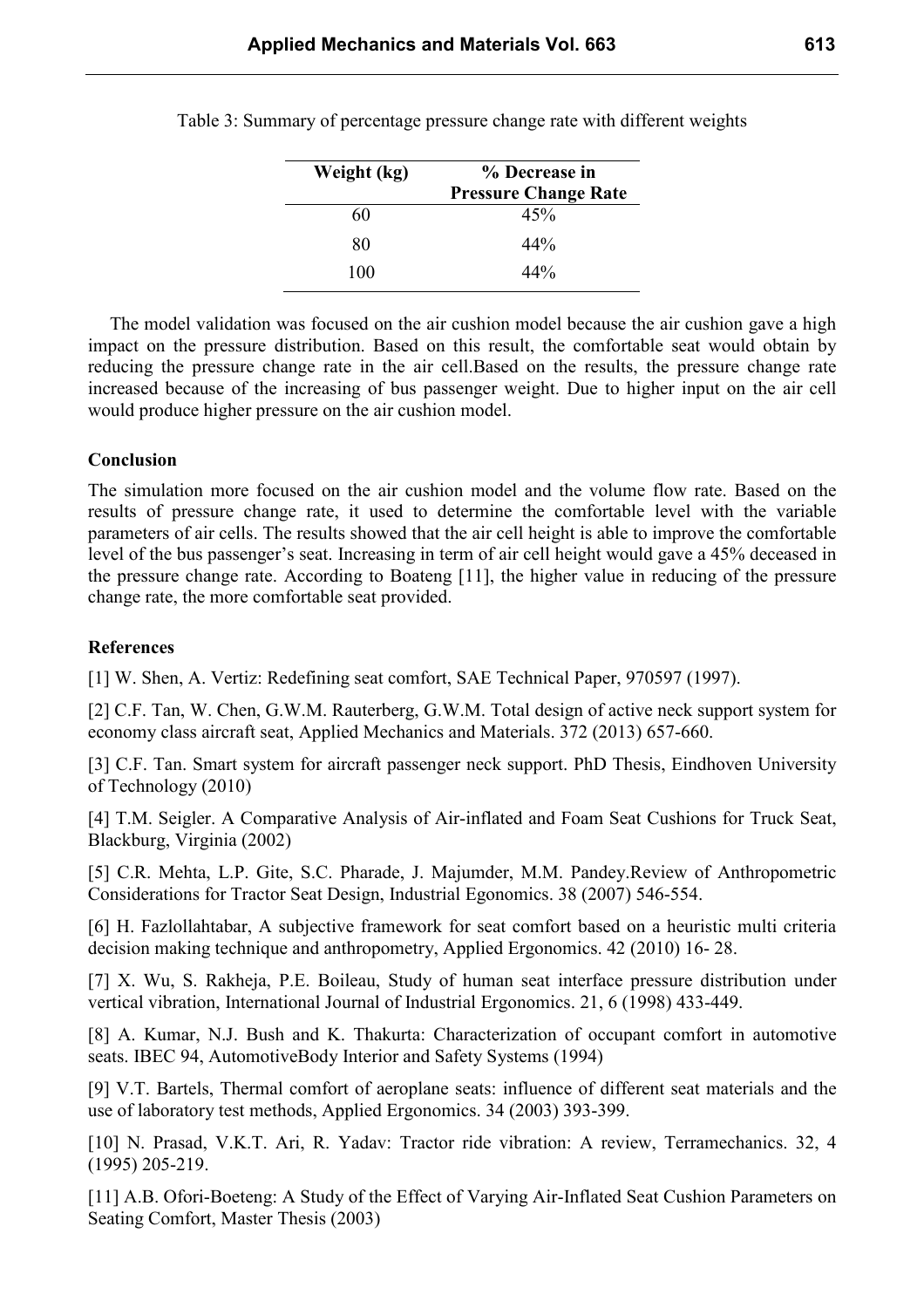Table 3: Summary of percentage pressure change rate with different weights

| Weight (kg) | % Decrease in Pressure Change Rate |
|---|---|
| 60 | 45% |
| 80 | 44% |
| 100 | 44% |

The model validation was focused on the air cushion model because the air cushion gave a high impact on the pressure distribution. Based on this result, the comfortable seat would obtain by reducing the pressure change rate in the air cell.Based on the results, the pressure change rate increased because of the increasing of bus passenger weight. Due to higher input on the air cell would produce higher pressure on the air cushion model.

**Conclusion**

The simulation more focused on the air cushion model and the volume flow rate. Based on the results of pressure change rate, it used to determine the comfortable level with the variable parameters of air cells. The results showed that the air cell height is able to improve the comfortable level of the bus passenger's seat. Increasing in term of air cell height would gave a 45% deceased in the pressure change rate. According to Boateng [11], the higher value in reducing of the pressure change rate, the more comfortable seat provided.

**References**

[1] W. Shen, A. Vertiz: Redefining seat comfort, SAE Technical Paper, 970597 (1997).

[2] C.F. Tan, W. Chen, G.W.M. Rauterberg, G.W.M. Total design of active neck support system for economy class aircraft seat, Applied Mechanics and Materials. 372 (2013) 657-660.

[3] C.F. Tan. Smart system for aircraft passenger neck support. PhD Thesis, Eindhoven University of Technology (2010)

[4] T.M. Seigler. A Comparative Analysis of Air-inflated and Foam Seat Cushions for Truck Seat, Blackburg, Virginia (2002)

[5] C.R. Mehta, L.P. Gite, S.C. Pharade, J. Majumder, M.M. Pandey.Review of Anthropometric Considerations for Tractor Seat Design, Industrial Egonomics. 38 (2007) 546-554.

[6] H. Fazlollahtabar, A subjective framework for seat comfort based on a heuristic multi criteria decision making technique and anthropometry, Applied Ergonomics. 42 (2010) 16- 28.

[7] X. Wu, S. Rakheja, P.E. Boileau, Study of human seat interface pressure distribution under vertical vibration, International Journal of Industrial Ergonomics. 21, 6 (1998) 433-449.

[8] A. Kumar, N.J. Bush and K. Thakurta: Characterization of occupant comfort in automotive seats. IBEC 94, AutomotiveBody Interior and Safety Systems (1994)

[9] V.T. Bartels, Thermal comfort of aeroplane seats: influence of different seat materials and the use of laboratory test methods, Applied Ergonomics. 34 (2003) 393-399.

[10] N. Prasad, V.K.T. Ari, R. Yadav: Tractor ride vibration: A review, Terramechanics. 32, 4 (1995) 205-219.

[11] A.B. Ofori-Boeteng: A Study of the Effect of Varying Air-Inflated Seat Cushion Parameters on Seating Comfort, Master Thesis (2003)